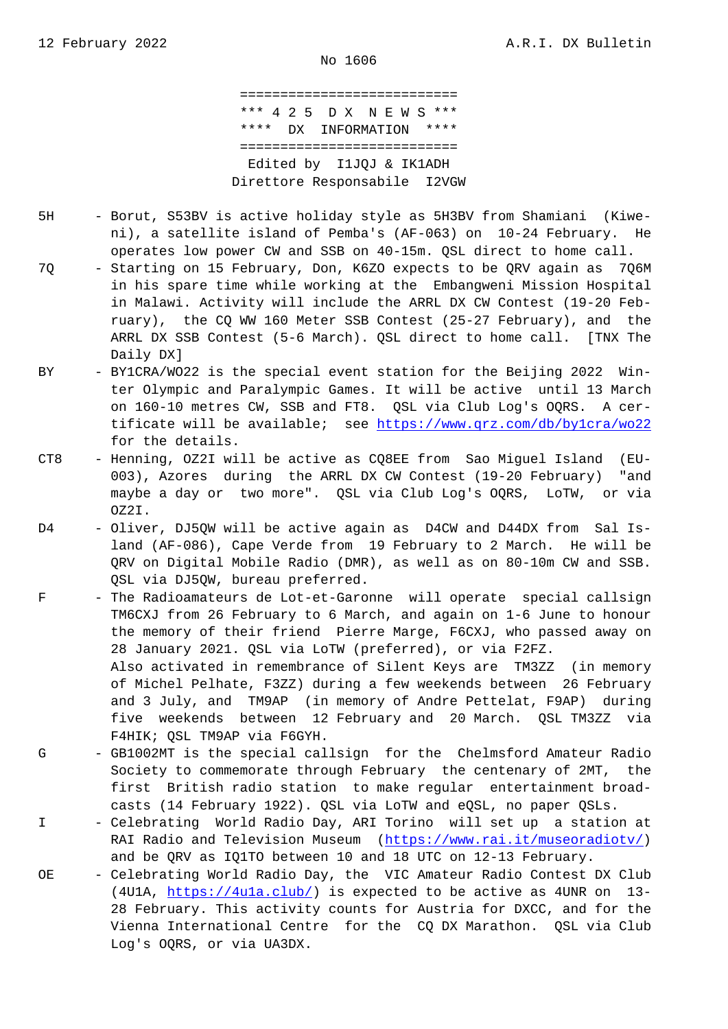No 1606

```
===========================
*** 4 2 5  D X  N E W S ***
****  DX  INFORMATION  ****
===========================
```

Edited by I1JQJ & IK1ADH
Direttore Responsabile I2VGW

5H - Borut, S53BV is active holiday style as 5H3BV from Shamiani (Kiweni), a satellite island of Pemba's (AF-063) on 10-24 February. He operates low power CW and SSB on 40-15m. QSL direct to home call.

7Q - Starting on 15 February, Don, K6ZO expects to be QRV again as 7Q6M in his spare time while working at the Embangweni Mission Hospital in Malawi. Activity will include the ARRL DX CW Contest (19-20 February), the CQ WW 160 Meter SSB Contest (25-27 February), and the ARRL DX SSB Contest (5-6 March). QSL direct to home call. [TNX The Daily DX]

BY - BY1CRA/WO22 is the special event station for the Beijing 2022 Winter Olympic and Paralympic Games. It will be active until 13 March on 160-10 metres CW, SSB and FT8. QSL via Club Log's OQRS. A certificate will be available; see https://www.qrz.com/db/by1cra/wo22 for the details.

CT8 - Henning, OZ2I will be active as CQ8EE from Sao Miguel Island (EU-003), Azores during the ARRL DX CW Contest (19-20 February) "and maybe a day or two more". QSL via Club Log's OQRS, LoTW, or via OZ2I.

D4 - Oliver, DJ5QW will be active again as D4CW and D44DX from Sal Island (AF-086), Cape Verde from 19 February to 2 March. He will be QRV on Digital Mobile Radio (DMR), as well as on 80-10m CW and SSB. QSL via DJ5QW, bureau preferred.

F - The Radioamateurs de Lot-et-Garonne will operate special callsign TM6CXJ from 26 February to 6 March, and again on 1-6 June to honour the memory of their friend Pierre Marge, F6CXJ, who passed away on 28 January 2021. QSL via LoTW (preferred), or via F2FZ.
Also activated in remembrance of Silent Keys are TM3ZZ (in memory of Michel Pelhate, F3ZZ) during a few weekends between 26 February and 3 July, and TM9AP (in memory of Andre Pettelat, F9AP) during five weekends between 12 February and 20 March. QSL TM3ZZ via F4HIK; QSL TM9AP via F6GYH.

G - GB1002MT is the special callsign for the Chelmsford Amateur Radio Society to commemorate through February the centenary of 2MT, the first British radio station to make regular entertainment broadcasts (14 February 1922). QSL via LoTW and eQSL, no paper QSLs.

I - Celebrating World Radio Day, ARI Torino will set up a station at RAI Radio and Television Museum (https://www.rai.it/museoradiotv/) and be QRV as IQ1TO between 10 and 18 UTC on 12-13 February.

OE - Celebrating World Radio Day, the VIC Amateur Radio Contest DX Club (4U1A, https://4u1a.club/) is expected to be active as 4UNR on 13-28 February. This activity counts for Austria for DXCC, and for the Vienna International Centre for the CQ DX Marathon. QSL via Club Log's OQRS, or via UA3DX.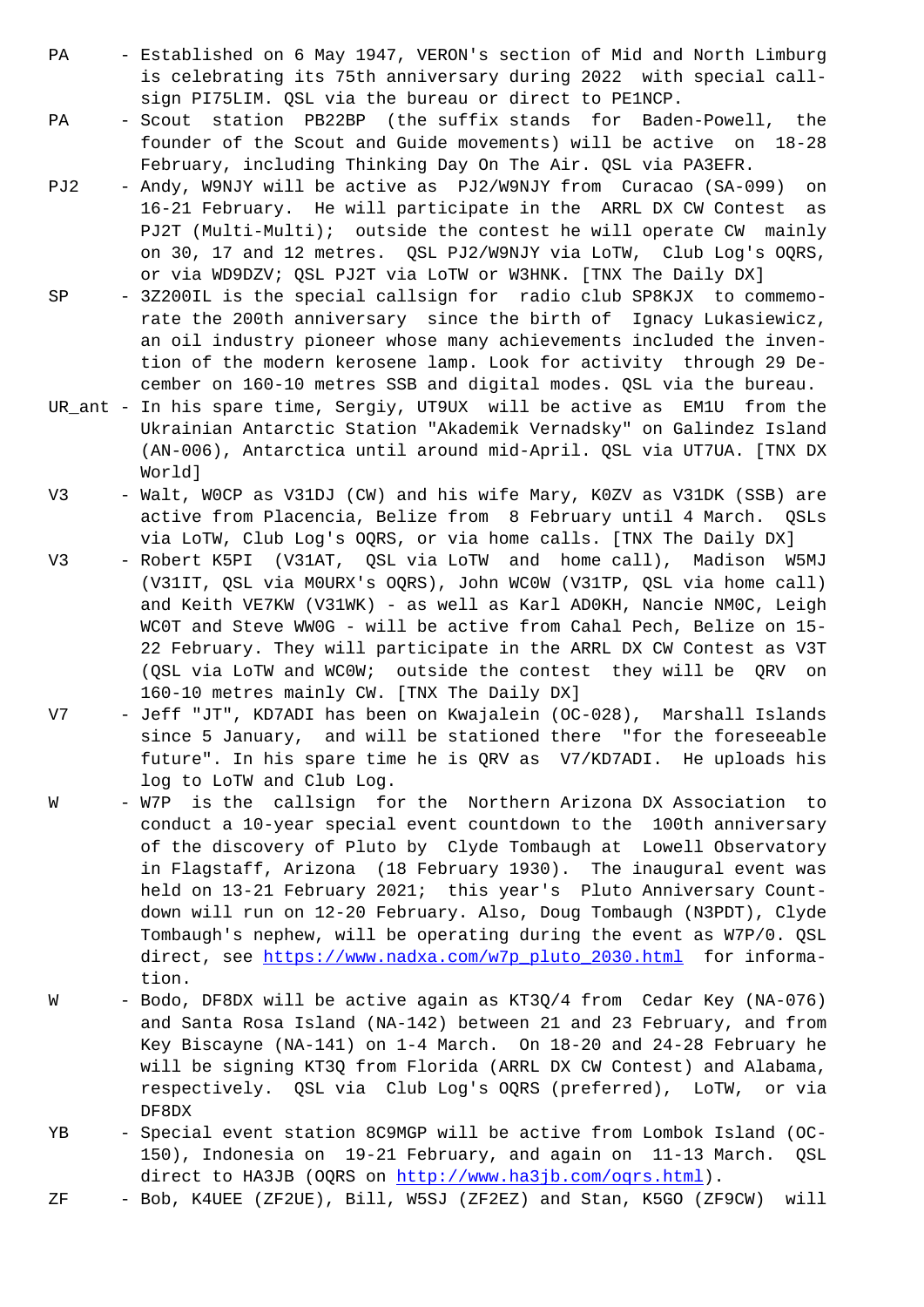PA - Established on 6 May 1947, VERON's section of Mid and North Limburg is celebrating its 75th anniversary during 2022 with special callsign PI75LIM. QSL via the bureau or direct to PE1NCP.

PA - Scout station PB22BP (the suffix stands for Baden-Powell, the founder of the Scout and Guide movements) will be active on 18-28 February, including Thinking Day On The Air. QSL via PA3EFR.

PJ2 - Andy, W9NJY will be active as PJ2/W9NJY from Curacao (SA-099) on 16-21 February. He will participate in the ARRL DX CW Contest as PJ2T (Multi-Multi); outside the contest he will operate CW mainly on 30, 17 and 12 metres. QSL PJ2/W9NJY via LoTW, Club Log's OQRS, or via WD9DZV; QSL PJ2T via LoTW or W3HNK. [TNX The Daily DX]

SP - 3Z200IL is the special callsign for radio club SP8KJX to commemorate the 200th anniversary since the birth of Ignacy Lukasiewicz, an oil industry pioneer whose many achievements included the invention of the modern kerosene lamp. Look for activity through 29 December on 160-10 metres SSB and digital modes. QSL via the bureau.

UR_ant - In his spare time, Sergiy, UT9UX will be active as EM1U from the Ukrainian Antarctic Station "Akademik Vernadsky" on Galindez Island (AN-006), Antarctica until around mid-April. QSL via UT7UA. [TNX DX World]

V3 - Walt, W0CP as V31DJ (CW) and his wife Mary, K0ZV as V31DK (SSB) are active from Placencia, Belize from 8 February until 4 March. QSLs via LoTW, Club Log's OQRS, or via home calls. [TNX The Daily DX]

V3 - Robert K5PI (V31AT, QSL via LoTW and home call), Madison W5MJ (V31IT, QSL via M0URX's OQRS), John WC0W (V31TP, QSL via home call) and Keith VE7KW (V31WK) - as well as Karl AD0KH, Nancie NM0C, Leigh WC0T and Steve WW0G - will be active from Cahal Pech, Belize on 15-22 February. They will participate in the ARRL DX CW Contest as V3T (QSL via LoTW and WC0W; outside the contest they will be QRV on 160-10 metres mainly CW. [TNX The Daily DX]

V7 - Jeff "JT", KD7ADI has been on Kwajalein (OC-028), Marshall Islands since 5 January, and will be stationed there "for the foreseeable future". In his spare time he is QRV as V7/KD7ADI. He uploads his log to LoTW and Club Log.

W - W7P is the callsign for the Northern Arizona DX Association to conduct a 10-year special event countdown to the 100th anniversary of the discovery of Pluto by Clyde Tombaugh at Lowell Observatory in Flagstaff, Arizona (18 February 1930). The inaugural event was held on 13-21 February 2021; this year's Pluto Anniversary Countdown will run on 12-20 February. Also, Doug Tombaugh (N3PDT), Clyde Tombaugh's nephew, will be operating during the event as W7P/0. QSL direct, see https://www.nadxa.com/w7p_pluto_2030.html for information.

W - Bodo, DF8DX will be active again as KT3Q/4 from Cedar Key (NA-076) and Santa Rosa Island (NA-142) between 21 and 23 February, and from Key Biscayne (NA-141) on 1-4 March. On 18-20 and 24-28 February he will be signing KT3Q from Florida (ARRL DX CW Contest) and Alabama, respectively. QSL via Club Log's OQRS (preferred), LoTW, or via DF8DX

YB - Special event station 8C9MGP will be active from Lombok Island (OC-150), Indonesia on 19-21 February, and again on 11-13 March. QSL direct to HA3JB (OQRS on http://www.ha3jb.com/oqrs.html).

ZF - Bob, K4UEE (ZF2UE), Bill, W5SJ (ZF2EZ) and Stan, K5GO (ZF9CW) will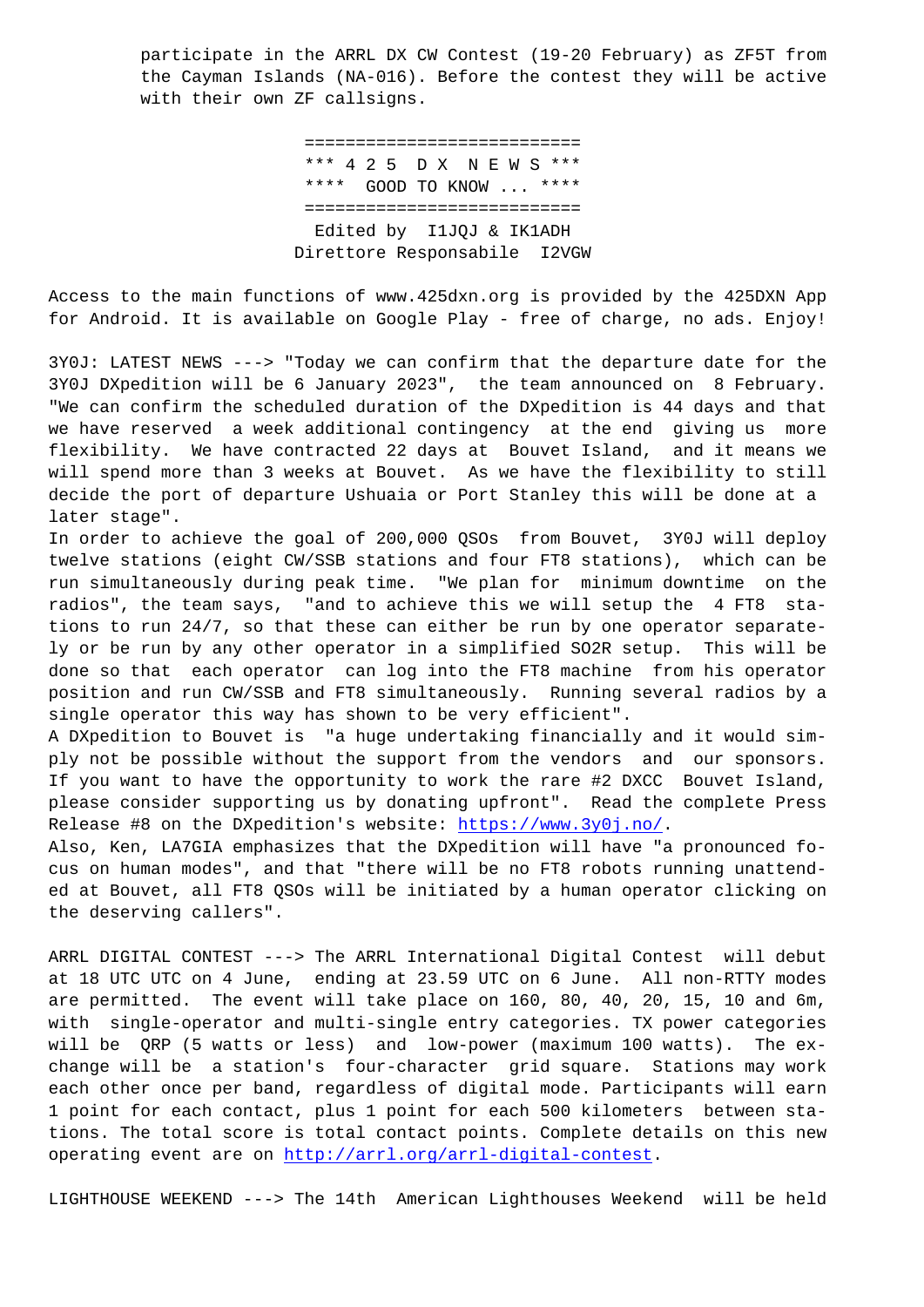participate in the ARRL DX CW Contest (19-20 February) as ZF5T from the Cayman Islands (NA-016). Before the contest they will be active with their own ZF callsigns.

```
==========================
*** 4 2 5  D X  N E W S ***
****  GOOD TO KNOW ... ****
==========================
 Edited by  I1JQJ & IK1ADH
Direttore Responsabile  I2VGW
```

Access to the main functions of www.425dxn.org is provided by the 425DXN App for Android. It is available on Google Play - free of charge, no ads. Enjoy!

3Y0J: LATEST NEWS ---> "Today we can confirm that the departure date for the 3Y0J DXpedition will be 6 January 2023", the team announced on 8 February. "We can confirm the scheduled duration of the DXpedition is 44 days and that we have reserved a week additional contingency at the end giving us more flexibility. We have contracted 22 days at Bouvet Island, and it means we will spend more than 3 weeks at Bouvet. As we have the flexibility to still decide the port of departure Ushuaia or Port Stanley this will be done at a later stage".
In order to achieve the goal of 200,000 QSOs from Bouvet, 3Y0J will deploy twelve stations (eight CW/SSB stations and four FT8 stations), which can be run simultaneously during peak time. "We plan for minimum downtime on the radios", the team says, "and to achieve this we will setup the 4 FT8 stations to run 24/7, so that these can either be run by one operator separately or be run by any other operator in a simplified SO2R setup. This will be done so that each operator can log into the FT8 machine from his operator position and run CW/SSB and FT8 simultaneously. Running several radios by a single operator this way has shown to be very efficient".
A DXpedition to Bouvet is "a huge undertaking financially and it would simply not be possible without the support from the vendors and our sponsors. If you want to have the opportunity to work the rare #2 DXCC Bouvet Island, please consider supporting us by donating upfront". Read the complete Press Release #8 on the DXpedition's website: https://www.3y0j.no/.
Also, Ken, LA7GIA emphasizes that the DXpedition will have "a pronounced focus on human modes", and that "there will be no FT8 robots running unattended at Bouvet, all FT8 QSOs will be initiated by a human operator clicking on the deserving callers".

ARRL DIGITAL CONTEST ---> The ARRL International Digital Contest will debut at 18 UTC UTC on 4 June, ending at 23.59 UTC on 6 June. All non-RTTY modes are permitted. The event will take place on 160, 80, 40, 20, 15, 10 and 6m, with single-operator and multi-single entry categories. TX power categories will be QRP (5 watts or less) and low-power (maximum 100 watts). The exchange will be a station's four-character grid square. Stations may work each other once per band, regardless of digital mode. Participants will earn 1 point for each contact, plus 1 point for each 500 kilometers between stations. The total score is total contact points. Complete details on this new operating event are on http://arrl.org/arrl-digital-contest.

LIGHTHOUSE WEEKEND ---> The 14th American Lighthouses Weekend will be held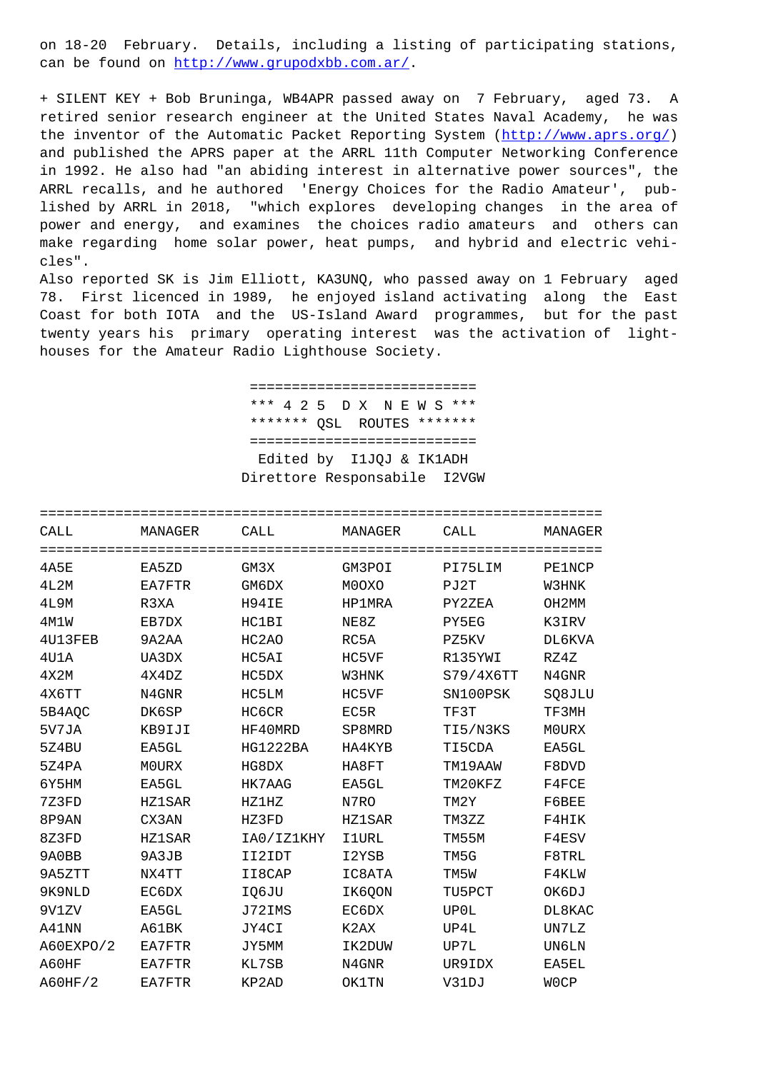on 18-20 February. Details, including a listing of participating stations, can be found on http://www.grupodxbb.com.ar/.

+ SILENT KEY + Bob Bruninga, WB4APR passed away on 7 February, aged 73. A retired senior research engineer at the United States Naval Academy, he was the inventor of the Automatic Packet Reporting System (http://www.aprs.org/) and published the APRS paper at the ARRL 11th Computer Networking Conference in 1992. He also had "an abiding interest in alternative power sources", the ARRL recalls, and he authored 'Energy Choices for the Radio Amateur', published by ARRL in 2018, "which explores developing changes in the area of power and energy, and examines the choices radio amateurs and others can make regarding home solar power, heat pumps, and hybrid and electric vehicles".
Also reported SK is Jim Elliott, KA3UNQ, who passed away on 1 February aged 78. First licenced in 1989, he enjoyed island activating along the East Coast for both IOTA and the US-Island Award programmes, but for the past twenty years his primary operating interest was the activation of lighthouses for the Amateur Radio Lighthouse Society.

```
==========================
*** 4 2 5  D X  N E W S ***
******* QSL  ROUTES *******
==========================
```

Edited by I1JQJ & IK1ADH
Direttore Responsabile I2VGW

| CALL | MANAGER | CALL | MANAGER | CALL | MANAGER |
|---|---|---|---|---|---|
| 4A5E | EA5ZD | GM3X | GM3POI | PI75LIM | PE1NCP |
| 4L2M | EA7FTR | GM6DX | M0OXO | PJ2T | W3HNK |
| 4L9M | R3XA | H94IE | HP1MRA | PY2ZEA | OH2MM |
| 4M1W | EB7DX | HC1BI | NE8Z | PY5EG | K3IRV |
| 4U13FEB | 9A2AA | HC2AO | RC5A | PZ5KV | DL6KVA |
| 4U1A | UA3DX | HC5AI | HC5VF | R135YWI | RZ4Z |
| 4X2M | 4X4DZ | HC5DX | W3HNK | S79/4X6TT | N4GNR |
| 4X6TT | N4GNR | HC5LM | HC5VF | SN100PSK | SQ8JLU |
| 5B4AQC | DK6SP | HC6CR | EC5R | TF3T | TF3MH |
| 5V7JA | KB9IJI | HF40MRD | SP8MRD | TI5/N3KS | M0URX |
| 5Z4BU | EA5GL | HG1222BA | HA4KYB | TI5CDA | EA5GL |
| 5Z4PA | M0URX | HG8DX | HA8FT | TM19AAW | F8DVD |
| 6Y5HM | EA5GL | HK7AAG | EA5GL | TM20KFZ | F4FCE |
| 7Z3FD | HZ1SAR | HZ1HZ | N7RO | TM2Y | F6BEE |
| 8P9AN | CX3AN | HZ3FD | HZ1SAR | TM3ZZ | F4HIK |
| 8Z3FD | HZ1SAR | IA0/IZ1KHY | I1URL | TM55M | F4ESV |
| 9A0BB | 9A3JB | II2IDT | I2YSB | TM5G | F8TRL |
| 9A5ZTT | NX4TT | II8CAP | IC8ATA | TM5W | F4KLW |
| 9K9NLD | EC6DX | IQ6JU | IK6QON | TU5PCT | OK6DJ |
| 9V1ZV | EA5GL | J72IMS | EC6DX | UP0L | DL8KAC |
| A41NN | A61BK | JY4CI | K2AX | UP4L | UN7LZ |
| A60EXPO/2 | EA7FTR | JY5MM | IK2DUW | UP7L | UN6LN |
| A60HF | EA7FTR | KL7SB | N4GNR | UR9IDX | EA5EL |
| A60HF/2 | EA7FTR | KP2AD | OK1TN | V31DJ | W0CP |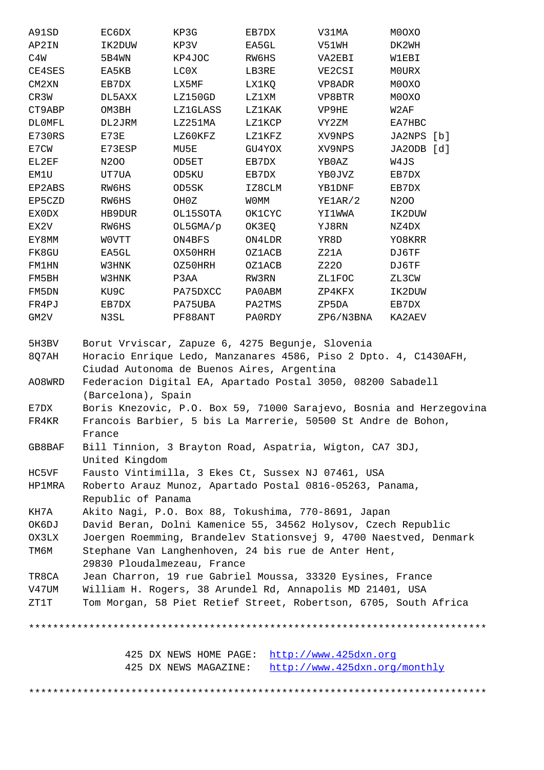| | | | | | |
|---|---|---|---|---|---|
| A91SD | EC6DX | KP3G | EB7DX | V31MA | M0OXO |
| AP2IN | IK2DUW | KP3V | EA5GL | V51WH | DK2WH |
| C4W | 5B4WN | KP4JOC | RW6HS | VA2EBI | W1EBI |
| CE4SES | EA5KB | LC0X | LB3RE | VE2CSI | M0URX |
| CM2XN | EB7DX | LX5MF | LX1KQ | VP8ADR | M0OXO |
| CR3W | DL5AXX | LZ150GD | LZ1XM | VP8BTR | M0OXO |
| CT9ABP | OM3BH | LZ1GLASS | LZ1KAK | VP9HE | W2AF |
| DL0MFL | DL2JRM | LZ251MA | LZ1KCP | VY2ZM | EA7HBC |
| E730RS | E73E | LZ60KFZ | LZ1KFZ | XV9NPS | JA2NPS [b] |
| E7CW | E73ESP | MU5E | GU4YOX | XV9NPS | JA2ODB [d] |
| EL2EF | N2OO | OD5ET | EB7DX | YB0AZ | W4JS |
| EM1U | UT7UA | OD5KU | EB7DX | YB0JVZ | EB7DX |
| EP2ABS | RW6HS | OD5SK | IZ8CLM | YB1DNF | EB7DX |
| EP5CZD | RW6HS | OH0Z | W0MM | YE1AR/2 | N2OO |
| EX0DX | HB9DUR | OL15SOTA | OK1CYC | YI1WWA | IK2DUW |
| EX2V | RW6HS | OL5GMA/p | OK3EQ | YJ8RN | NZ4DX |
| EY8MM | W0VTT | ON4BFS | ON4LDR | YR8D | YO8KRR |
| FK8GU | EA5GL | OX50HRH | OZ1ACB | Z21A | DJ6TF |
| FM1HN | W3HNK | OZ50HRH | OZ1ACB | Z22O | DJ6TF |
| FM5BH | W3HNK | P3AA | RW3RN | ZL1FOC | ZL3CW |
| FM5DN | KU9C | PA75DXCC | PA0ABM | ZP4KFX | IK2DUW |
| FR4PJ | EB7DX | PA75UBA | PA2TMS | ZP5DA | EB7DX |
| GM2V | N3SL | PF88ANT | PA0RDY | ZP6/N3BNA | KA2AEV |

5H3BV — Borut Vrviscar, Zapuze 6, 4275 Begunje, Slovenia

8Q7AH — Horacio Enrique Ledo, Manzanares 4586, Piso 2 Dpto. 4, C1430AFH, Ciudad Autonoma de Buenos Aires, Argentina

AO8WRD — Federacion Digital EA, Apartado Postal 3050, 08200 Sabadell (Barcelona), Spain

E7DX — Boris Knezovic, P.O. Box 59, 71000 Sarajevo, Bosnia and Herzegovina

FR4KR — Francois Barbier, 5 bis La Marrerie, 50500 St Andre de Bohon, France

GB8BAF — Bill Tinnion, 3 Brayton Road, Aspatria, Wigton, CA7 3DJ, United Kingdom

HC5VF — Fausto Vintimilla, 3 Ekes Ct, Sussex NJ 07461, USA

HP1MRA — Roberto Arauz Munoz, Apartado Postal 0816-05263, Panama, Republic of Panama

KH7A — Akito Nagi, P.O. Box 88, Tokushima, 770-8691, Japan

OK6DJ — David Beran, Dolni Kamenice 55, 34562 Holysov, Czech Republic

OX3LX — Joergen Roemming, Brandelev Stationsvej 9, 4700 Naestved, Denmark

TM6M — Stephane Van Langhenhoven, 24 bis rue de Anter Hent, 29830 Ploudalmezeau, France

TR8CA — Jean Charron, 19 rue Gabriel Moussa, 33320 Eysines, France

V47UM — William H. Rogers, 38 Arundel Rd, Annapolis MD 21401, USA

ZT1T — Tom Morgan, 58 Piet Retief Street, Robertson, 6705, South Africa

******************************************************************************

425 DX NEWS HOME PAGE: http://www.425dxn.org

425 DX NEWS MAGAZINE: http://www.425dxn.org/monthly

******************************************************************************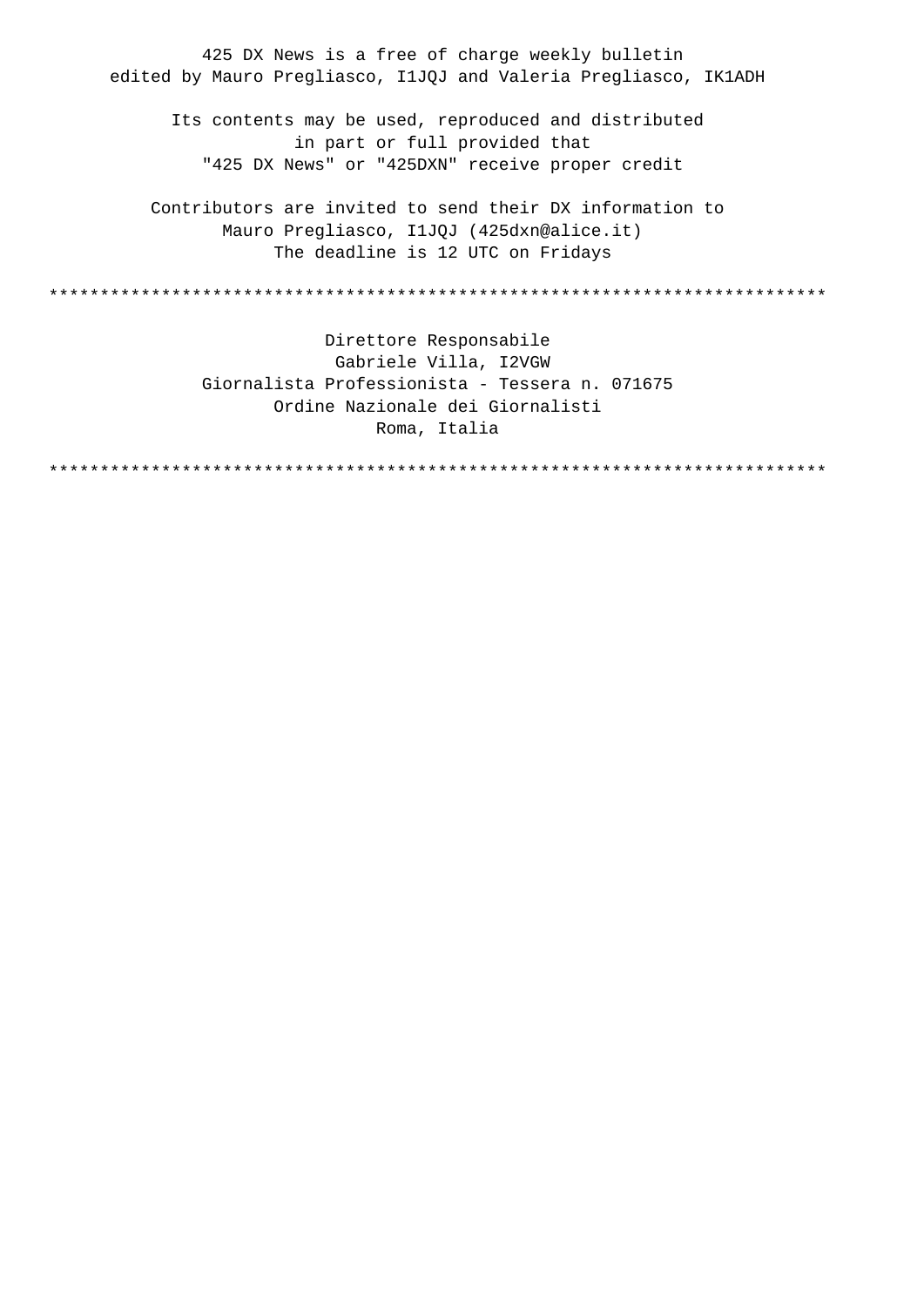425 DX News is a free of charge weekly bulletin
edited by Mauro Pregliasco, I1JQJ and Valeria Pregliasco, IK1ADH

Its contents may be used, reproduced and distributed
in part or full provided that
"425 DX News" or "425DXN" receive proper credit

Contributors are invited to send their DX information to
Mauro Pregliasco, I1JQJ (425dxn@alice.it)
The deadline is 12 UTC on Fridays

*****************************************************************************

Direttore Responsabile
Gabriele Villa, I2VGW
Giornalista Professionista - Tessera n. 071675
Ordine Nazionale dei Giornalisti
Roma, Italia

*****************************************************************************